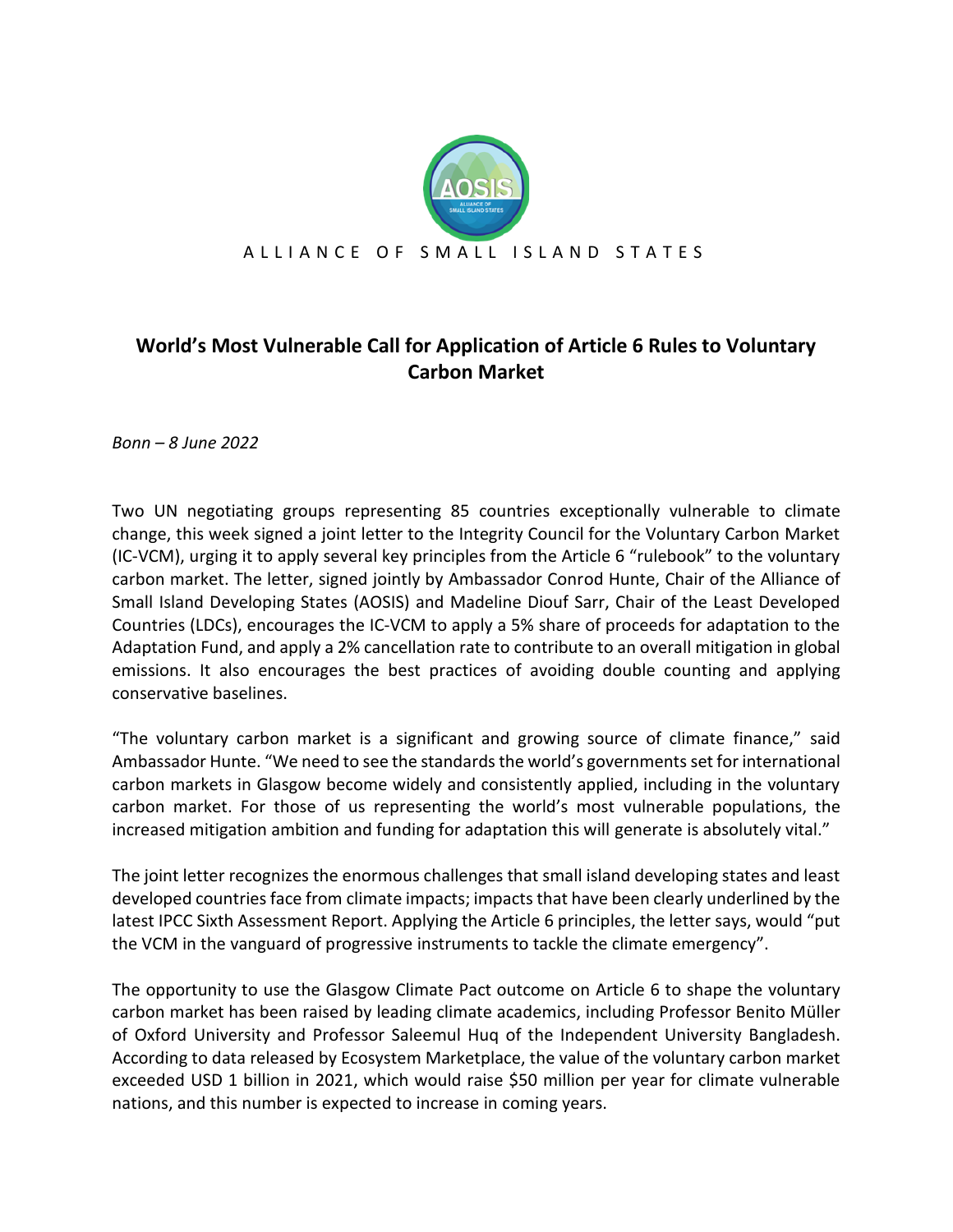ALLIANCE OF SMALL ISLAND STATES

# World's Most Vulnerable Call for Application of Article 6 Rules to Voluntary Carbon Market

*Bonn – 8 June 2022*

Two UN negotiating groups representing 85 countries exceptionally vulnerable to climate change, this week signed a joint letter to the Integrity Council for the Voluntary Carbon Market (IC-VCM), urging it to apply several key principles from the Article 6 "rulebook" to the voluntary carbon market. The letter, signed jointly by Ambassador Conrod Hunte, Chair of the Alliance of Small Island Developing States (AOSIS) and Madeline Diouf Sarr, Chair of the Least Developed Countries (LDCs), encourages the IC-VCM to apply a 5% share of proceeds for adaptation to the Adaptation Fund, and apply a 2% cancellation rate to contribute to an overall mitigation in global emissions. It also encourages the best practices of avoiding double counting and applying conservative baselines.

"The voluntary carbon market is a significant and growing source of climate finance," said Ambassador Hunte. "We need to see the standards the world's governments set for international carbon markets in Glasgow become widely and consistently applied, including in the voluntary carbon market. For those of us representing the world's most vulnerable populations, the increased mitigation ambition and funding for adaptation this will generate is absolutely vital."

The joint letter recognizes the enormous challenges that small island developing states and least developed countries face from climate impacts; impacts that have been clearly underlined by the latest IPCC Sixth Assessment Report. Applying the Article 6 principles, the letter says, would "put the VCM in the vanguard of progressive instruments to tackle the climate emergency".

The opportunity to use the Glasgow Climate Pact outcome on Article 6 to shape the voluntary carbon market has been raised by leading climate academics, including Professor Benito Müller of Oxford University and Professor Saleemul Huq of the Independent University Bangladesh. According to data released by Ecosystem Marketplace, the value of the voluntary carbon market exceeded USD 1 billion in 2021, which would raise $50 million per year for climate vulnerable nations, and this number is expected to increase in coming years.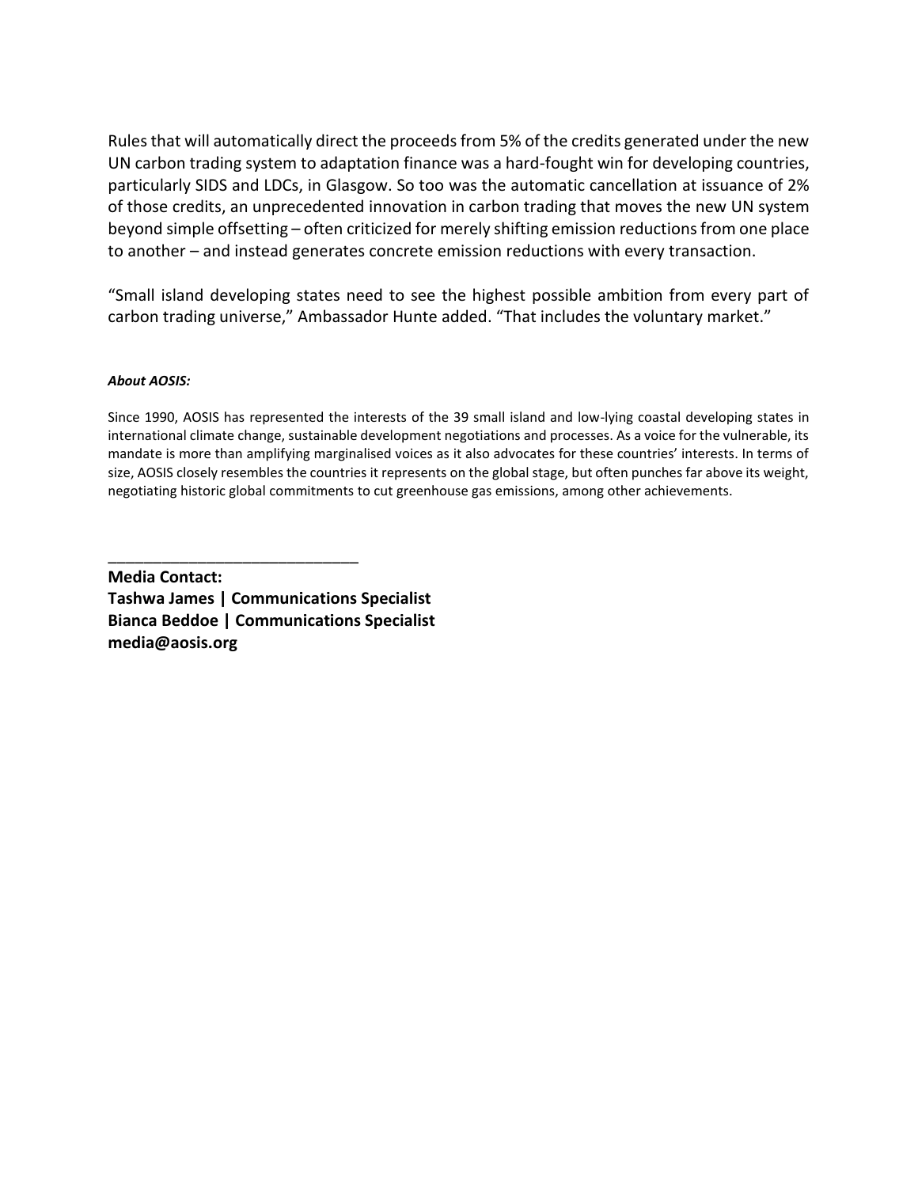Rules that will automatically direct the proceeds from 5% of the credits generated under the new UN carbon trading system to adaptation finance was a hard-fought win for developing countries, particularly SIDS and LDCs, in Glasgow. So too was the automatic cancellation at issuance of 2% of those credits, an unprecedented innovation in carbon trading that moves the new UN system beyond simple offsetting – often criticized for merely shifting emission reductions from one place to another – and instead generates concrete emission reductions with every transaction.

"Small island developing states need to see the highest possible ambition from every part of carbon trading universe," Ambassador Hunte added. "That includes the voluntary market."

***About AOSIS:***

Since 1990, AOSIS has represented the interests of the 39 small island and low-lying coastal developing states in international climate change, sustainable development negotiations and processes. As a voice for the vulnerable, its mandate is more than amplifying marginalised voices as it also advocates for these countries' interests. In terms of size, AOSIS closely resembles the countries it represents on the global stage, but often punches far above its weight, negotiating historic global commitments to cut greenhouse gas emissions, among other achievements.

______________________________

**Media Contact:**
**Tashwa James | Communications Specialist**
**Bianca Beddoe | Communications Specialist**
**media@aosis.org**